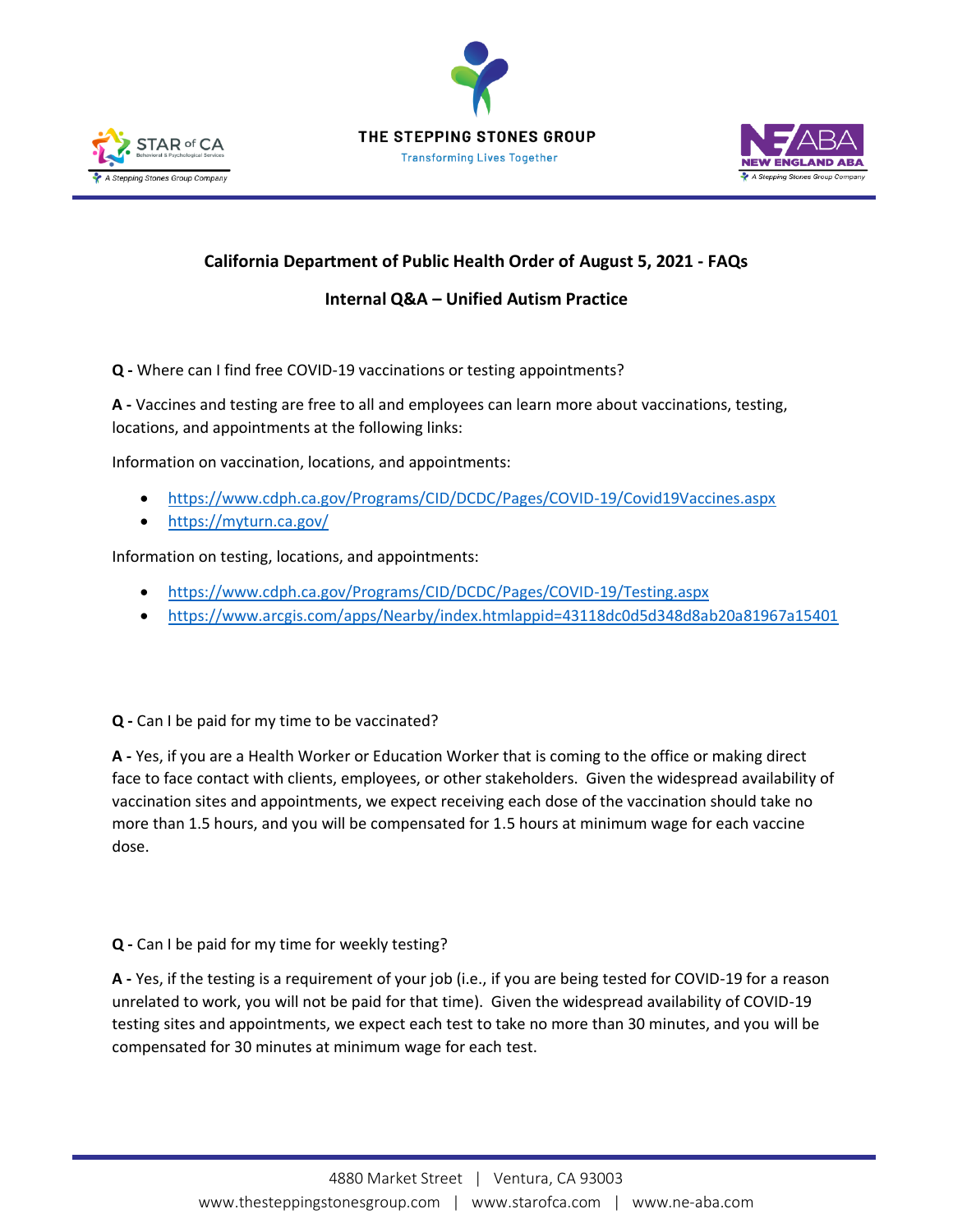**California Department of Public Health Order of August 5, 2021 - FAQs**

**Internal Q&A – Unified Autism Practice**

**Q -** Where can I find free COVID-19 vaccinations or testing appointments?

**A -** Vaccines and testing are free to all and employees can learn more about vaccinations, testing, locations, and appointments at the following links:

Information on vaccination, locations, and appointments:

- https://www.cdph.ca.gov/Programs/CID/DCDC/Pages/COVID-19/Covid19Vaccines.aspx
- https://myturn.ca.gov/

Information on testing, locations, and appointments:

- https://www.cdph.ca.gov/Programs/CID/DCDC/Pages/COVID-19/Testing.aspx
- https://www.arcgis.com/apps/Nearby/index.htmlappid=43118dc0d5d348d8ab20a81967a15401

**Q -** Can I be paid for my time to be vaccinated?

**A -** Yes, if you are a Health Worker or Education Worker that is coming to the office or making direct face to face contact with clients, employees, or other stakeholders. Given the widespread availability of vaccination sites and appointments, we expect receiving each dose of the vaccination should take no more than 1.5 hours, and you will be compensated for 1.5 hours at minimum wage for each vaccine dose.

**Q -** Can I be paid for my time for weekly testing?

**A -** Yes, if the testing is a requirement of your job (i.e., if you are being tested for COVID-19 for a reason unrelated to work, you will not be paid for that time). Given the widespread availability of COVID-19 testing sites and appointments, we expect each test to take no more than 30 minutes, and you will be compensated for 30 minutes at minimum wage for each test.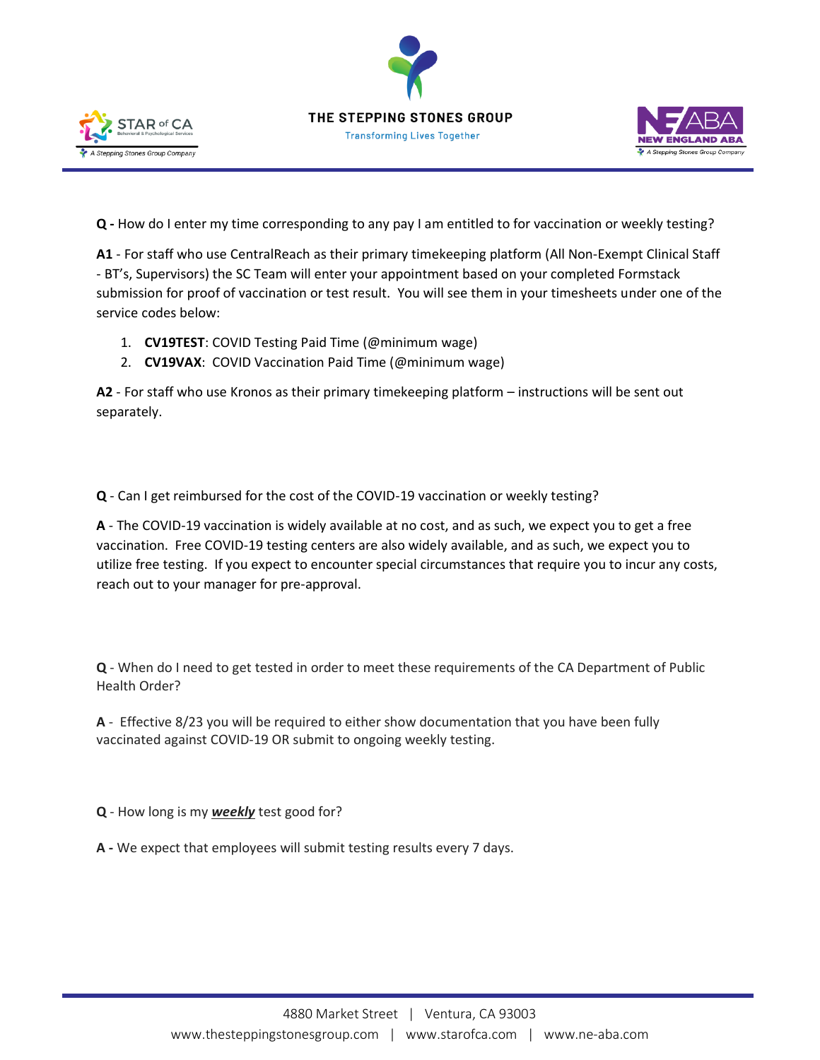**Q -** How do I enter my time corresponding to any pay I am entitled to for vaccination or weekly testing?

**A1** - For staff who use CentralReach as their primary timekeeping platform (All Non-Exempt Clinical Staff - BT's, Supervisors) the SC Team will enter your appointment based on your completed Formstack submission for proof of vaccination or test result. You will see them in your timesheets under one of the service codes below:

1. **CV19TEST**: COVID Testing Paid Time (@minimum wage)
2. **CV19VAX**: COVID Vaccination Paid Time (@minimum wage)

**A2** - For staff who use Kronos as their primary timekeeping platform – instructions will be sent out separately.

**Q** - Can I get reimbursed for the cost of the COVID-19 vaccination or weekly testing?

**A** - The COVID-19 vaccination is widely available at no cost, and as such, we expect you to get a free vaccination. Free COVID-19 testing centers are also widely available, and as such, we expect you to utilize free testing. If you expect to encounter special circumstances that require you to incur any costs, reach out to your manager for pre-approval.

**Q** - When do I need to get tested in order to meet these requirements of the CA Department of Public Health Order?

**A** - Effective 8/23 you will be required to either show documentation that you have been fully vaccinated against COVID-19 OR submit to ongoing weekly testing.

**Q** - How long is my ***weekly*** test good for?

**A -** We expect that employees will submit testing results every 7 days.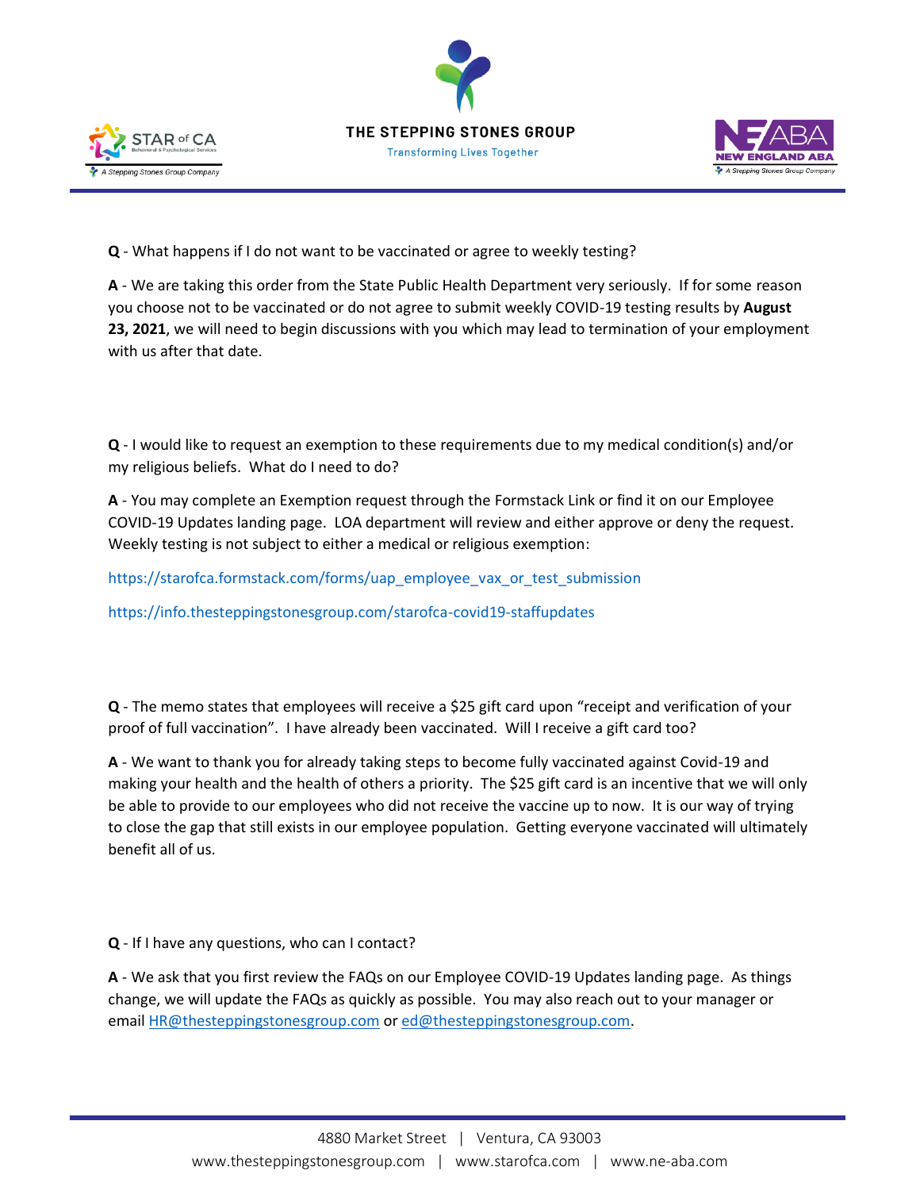**Q** - What happens if I do not want to be vaccinated or agree to weekly testing?

**A** - We are taking this order from the State Public Health Department very seriously. If for some reason you choose not to be vaccinated or do not agree to submit weekly COVID-19 testing results by **August 23, 2021**, we will need to begin discussions with you which may lead to termination of your employment with us after that date.

**Q** - I would like to request an exemption to these requirements due to my medical condition(s) and/or my religious beliefs. What do I need to do?

**A** - You may complete an Exemption request through the Formstack Link or find it on our Employee COVID-19 Updates landing page. LOA department will review and either approve or deny the request. Weekly testing is not subject to either a medical or religious exemption:

https://starofca.formstack.com/forms/uap_employee_vax_or_test_submission

https://info.thesteppingstonesgroup.com/starofca-covid19-staffupdates

**Q** - The memo states that employees will receive a $25 gift card upon "receipt and verification of your proof of full vaccination". I have already been vaccinated. Will I receive a gift card too?

**A** - We want to thank you for already taking steps to become fully vaccinated against Covid-19 and making your health and the health of others a priority. The $25 gift card is an incentive that we will only be able to provide to our employees who did not receive the vaccine up to now. It is our way of trying to close the gap that still exists in our employee population. Getting everyone vaccinated will ultimately benefit all of us.

**Q** - If I have any questions, who can I contact?

**A** - We ask that you first review the FAQs on our Employee COVID-19 Updates landing page. As things change, we will update the FAQs as quickly as possible. You may also reach out to your manager or email HR@thesteppingstonesgroup.com or ed@thesteppingstonesgroup.com.